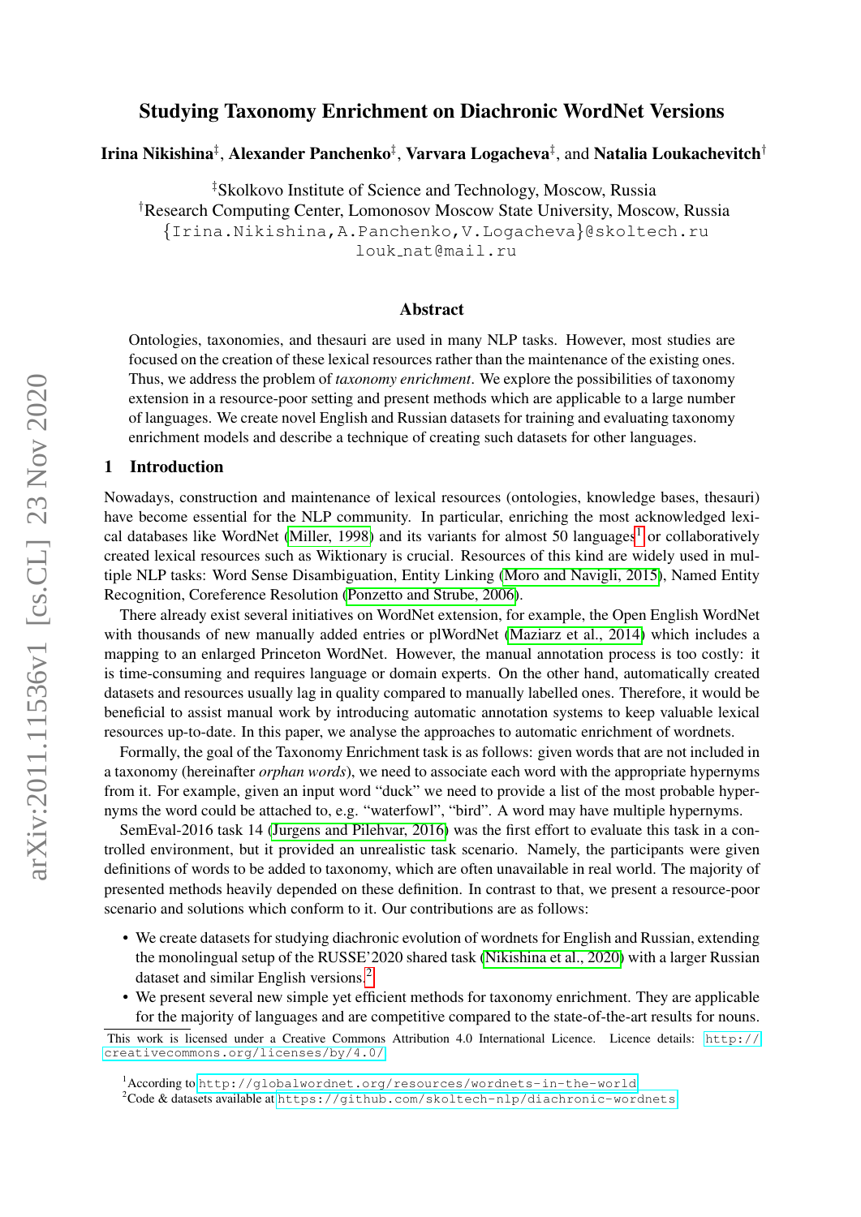# Studying Taxonomy Enrichment on Diachronic WordNet Versions

**Irina Nikishina**[‡], **Alexander Panchenko**[‡], **Varvara Logacheva**[‡], and **Natalia Loukachevitch**[†]

[‡]Skolkovo Institute of Science and Technology, Moscow, Russia
[†]Research Computing Center, Lomonosov Moscow State University, Moscow, Russia
{Irina.Nikishina,A.Panchenko,V.Logacheva}@skoltech.ru
louk_nat@mail.ru

## Abstract

Ontologies, taxonomies, and thesauri are used in many NLP tasks. However, most studies are focused on the creation of these lexical resources rather than the maintenance of the existing ones. Thus, we address the problem of *taxonomy enrichment*. We explore the possibilities of taxonomy extension in a resource-poor setting and present methods which are applicable to a large number of languages. We create novel English and Russian datasets for training and evaluating taxonomy enrichment models and describe a technique of creating such datasets for other languages.

## 1 Introduction

Nowadays, construction and maintenance of lexical resources (ontologies, knowledge bases, thesauri) have become essential for the NLP community. In particular, enriching the most acknowledged lexical databases like WordNet (Miller, 1998) and its variants for almost 50 languages[1] or collaboratively created lexical resources such as Wiktionary is crucial. Resources of this kind are widely used in multiple NLP tasks: Word Sense Disambiguation, Entity Linking (Moro and Navigli, 2015), Named Entity Recognition, Coreference Resolution (Ponzetto and Strube, 2006).

There already exist several initiatives on WordNet extension, for example, the Open English WordNet with thousands of new manually added entries or plWordNet (Maziarz et al., 2014) which includes a mapping to an enlarged Princeton WordNet. However, the manual annotation process is too costly: it is time-consuming and requires language or domain experts. On the other hand, automatically created datasets and resources usually lag in quality compared to manually labelled ones. Therefore, it would be beneficial to assist manual work by introducing automatic annotation systems to keep valuable lexical resources up-to-date. In this paper, we analyse the approaches to automatic enrichment of wordnets.

Formally, the goal of the Taxonomy Enrichment task is as follows: given words that are not included in a taxonomy (hereinafter *orphan words*), we need to associate each word with the appropriate hypernyms from it. For example, given an input word "duck" we need to provide a list of the most probable hypernyms the word could be attached to, e.g. "waterfowl", "bird". A word may have multiple hypernyms.

SemEval-2016 task 14 (Jurgens and Pilehvar, 2016) was the first effort to evaluate this task in a controlled environment, but it provided an unrealistic task scenario. Namely, the participants were given definitions of words to be added to taxonomy, which are often unavailable in real world. The majority of presented methods heavily depended on these definition. In contrast to that, we present a resource-poor scenario and solutions which conform to it. Our contributions are as follows:

- We create datasets for studying diachronic evolution of wordnets for English and Russian, extending the monolingual setup of the RUSSE'2020 shared task (Nikishina et al., 2020) with a larger Russian dataset and similar English versions.[2]
- We present several new simple yet efficient methods for taxonomy enrichment. They are applicable for the majority of languages and are competitive compared to the state-of-the-art results for nouns.

This work is licensed under a Creative Commons Attribution 4.0 International Licence. Licence details: http://creativecommons.org/licenses/by/4.0/

[1]According to http://globalwordnet.org/resources/wordnets-in-the-world

[2]Code & datasets available at https://github.com/skoltech-nlp/diachronic-wordnets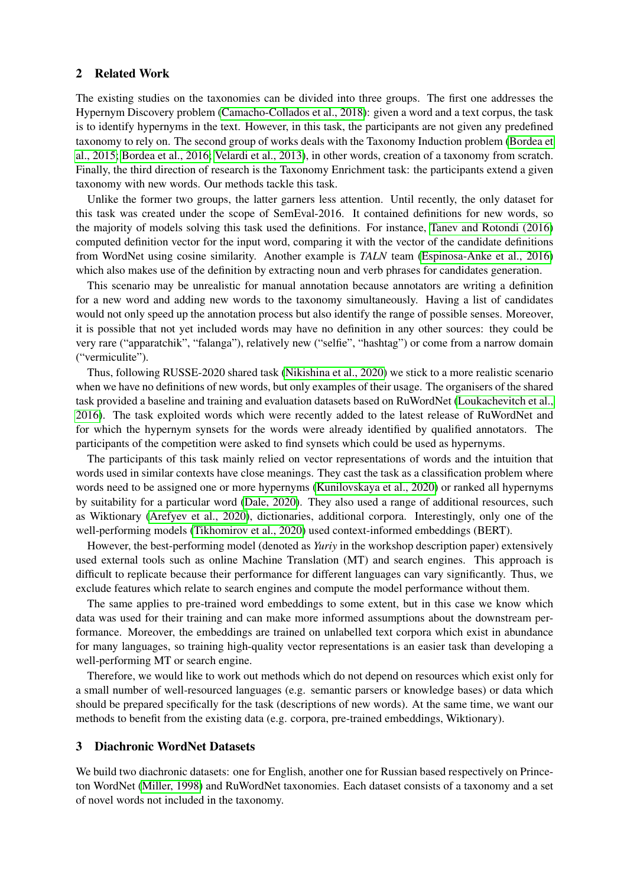## 2 Related Work

The existing studies on the taxonomies can be divided into three groups. The first one addresses the Hypernym Discovery problem (Camacho-Collados et al., 2018): given a word and a text corpus, the task is to identify hypernyms in the text. However, in this task, the participants are not given any predefined taxonomy to rely on. The second group of works deals with the Taxonomy Induction problem (Bordea et al., 2015; Bordea et al., 2016; Velardi et al., 2013), in other words, creation of a taxonomy from scratch. Finally, the third direction of research is the Taxonomy Enrichment task: the participants extend a given taxonomy with new words. Our methods tackle this task.

Unlike the former two groups, the latter garners less attention. Until recently, the only dataset for this task was created under the scope of SemEval-2016. It contained definitions for new words, so the majority of models solving this task used the definitions. For instance, Tanev and Rotondi (2016) computed definition vector for the input word, comparing it with the vector of the candidate definitions from WordNet using cosine similarity. Another example is *TALN* team (Espinosa-Anke et al., 2016) which also makes use of the definition by extracting noun and verb phrases for candidates generation.

This scenario may be unrealistic for manual annotation because annotators are writing a definition for a new word and adding new words to the taxonomy simultaneously. Having a list of candidates would not only speed up the annotation process but also identify the range of possible senses. Moreover, it is possible that not yet included words may have no definition in any other sources: they could be very rare ("apparatchik", "falanga"), relatively new ("selfie", "hashtag") or come from a narrow domain ("vermiculite").

Thus, following RUSSE-2020 shared task (Nikishina et al., 2020) we stick to a more realistic scenario when we have no definitions of new words, but only examples of their usage. The organisers of the shared task provided a baseline and training and evaluation datasets based on RuWordNet (Loukachevitch et al., 2016). The task exploited words which were recently added to the latest release of RuWordNet and for which the hypernym synsets for the words were already identified by qualified annotators. The participants of the competition were asked to find synsets which could be used as hypernyms.

The participants of this task mainly relied on vector representations of words and the intuition that words used in similar contexts have close meanings. They cast the task as a classification problem where words need to be assigned one or more hypernyms (Kunilovskaya et al., 2020) or ranked all hypernyms by suitability for a particular word (Dale, 2020). They also used a range of additional resources, such as Wiktionary (Arefyev et al., 2020), dictionaries, additional corpora. Interestingly, only one of the well-performing models (Tikhomirov et al., 2020) used context-informed embeddings (BERT).

However, the best-performing model (denoted as *Yuriy* in the workshop description paper) extensively used external tools such as online Machine Translation (MT) and search engines. This approach is difficult to replicate because their performance for different languages can vary significantly. Thus, we exclude features which relate to search engines and compute the model performance without them.

The same applies to pre-trained word embeddings to some extent, but in this case we know which data was used for their training and can make more informed assumptions about the downstream performance. Moreover, the embeddings are trained on unlabelled text corpora which exist in abundance for many languages, so training high-quality vector representations is an easier task than developing a well-performing MT or search engine.

Therefore, we would like to work out methods which do not depend on resources which exist only for a small number of well-resourced languages (e.g. semantic parsers or knowledge bases) or data which should be prepared specifically for the task (descriptions of new words). At the same time, we want our methods to benefit from the existing data (e.g. corpora, pre-trained embeddings, Wiktionary).

## 3 Diachronic WordNet Datasets

We build two diachronic datasets: one for English, another one for Russian based respectively on Princeton WordNet (Miller, 1998) and RuWordNet taxonomies. Each dataset consists of a taxonomy and a set of novel words not included in the taxonomy.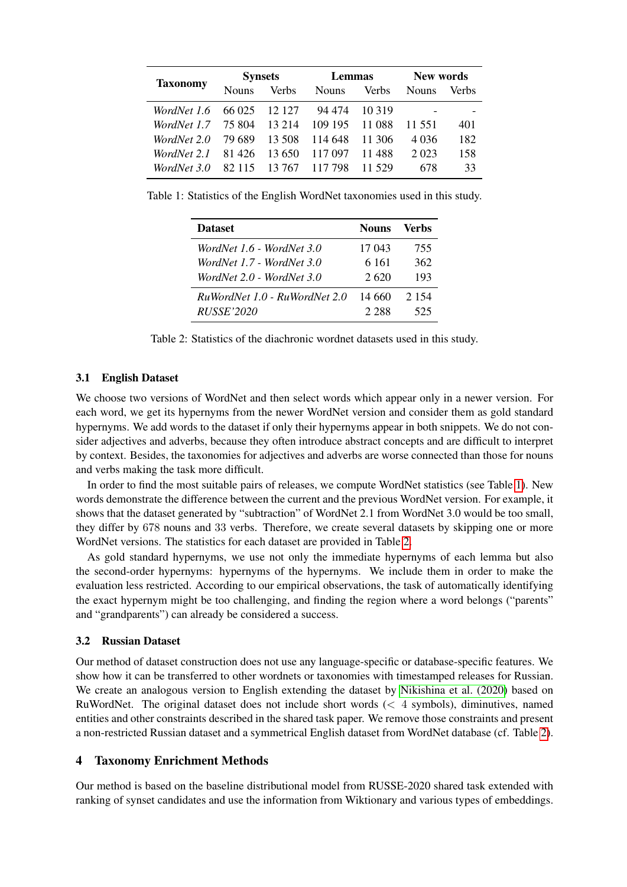| Taxonomy | Synsets | | Lemmas | | New words | |
|---|---|---|---|---|---|---|
| | Nouns | Verbs | Nouns | Verbs | Nouns | Verbs |
| *WordNet 1.6* | 66 025 | 12 127 | 94 474 | 10 319 | - | - |
| *WordNet 1.7* | 75 804 | 13 214 | 109 195 | 11 088 | 11 551 | 401 |
| *WordNet 2.0* | 79 689 | 13 508 | 114 648 | 11 306 | 4 036 | 182 |
| *WordNet 2.1* | 81 426 | 13 650 | 117 097 | 11 488 | 2 023 | 158 |
| *WordNet 3.0* | 82 115 | 13 767 | 117 798 | 11 529 | 678 | 33 |

Table 1: Statistics of the English WordNet taxonomies used in this study.

| Dataset | Nouns | Verbs |
|---|---|---|
| *WordNet 1.6 - WordNet 3.0* | 17 043 | 755 |
| *WordNet 1.7 - WordNet 3.0* | 6 161 | 362 |
| *WordNet 2.0 - WordNet 3.0* | 2 620 | 193 |
| *RuWordNet 1.0 - RuWordNet 2.0* | 14 660 | 2 154 |
| *RUSSE'2020* | 2 288 | 525 |

Table 2: Statistics of the diachronic wordnet datasets used in this study.

### 3.1 English Dataset

We choose two versions of WordNet and then select words which appear only in a newer version. For each word, we get its hypernyms from the newer WordNet version and consider them as gold standard hypernyms. We add words to the dataset if only their hypernyms appear in both snippets. We do not consider adjectives and adverbs, because they often introduce abstract concepts and are difficult to interpret by context. Besides, the taxonomies for adjectives and adverbs are worse connected than those for nouns and verbs making the task more difficult.

In order to find the most suitable pairs of releases, we compute WordNet statistics (see Table 1). New words demonstrate the difference between the current and the previous WordNet version. For example, it shows that the dataset generated by "subtraction" of WordNet 2.1 from WordNet 3.0 would be too small, they differ by 678 nouns and 33 verbs. Therefore, we create several datasets by skipping one or more WordNet versions. The statistics for each dataset are provided in Table 2.

As gold standard hypernyms, we use not only the immediate hypernyms of each lemma but also the second-order hypernyms: hypernyms of the hypernyms. We include them in order to make the evaluation less restricted. According to our empirical observations, the task of automatically identifying the exact hypernym might be too challenging, and finding the region where a word belongs ("parents" and "grandparents") can already be considered a success.

### 3.2 Russian Dataset

Our method of dataset construction does not use any language-specific or database-specific features. We show how it can be transferred to other wordnets or taxonomies with timestamped releases for Russian. We create an analogous version to English extending the dataset by Nikishina et al. (2020) based on RuWordNet. The original dataset does not include short words ($< 4$ symbols), diminutives, named entities and other constraints described in the shared task paper. We remove those constraints and present a non-restricted Russian dataset and a symmetrical English dataset from WordNet database (cf. Table 2).

## 4 Taxonomy Enrichment Methods

Our method is based on the baseline distributional model from RUSSE-2020 shared task extended with ranking of synset candidates and use the information from Wiktionary and various types of embeddings.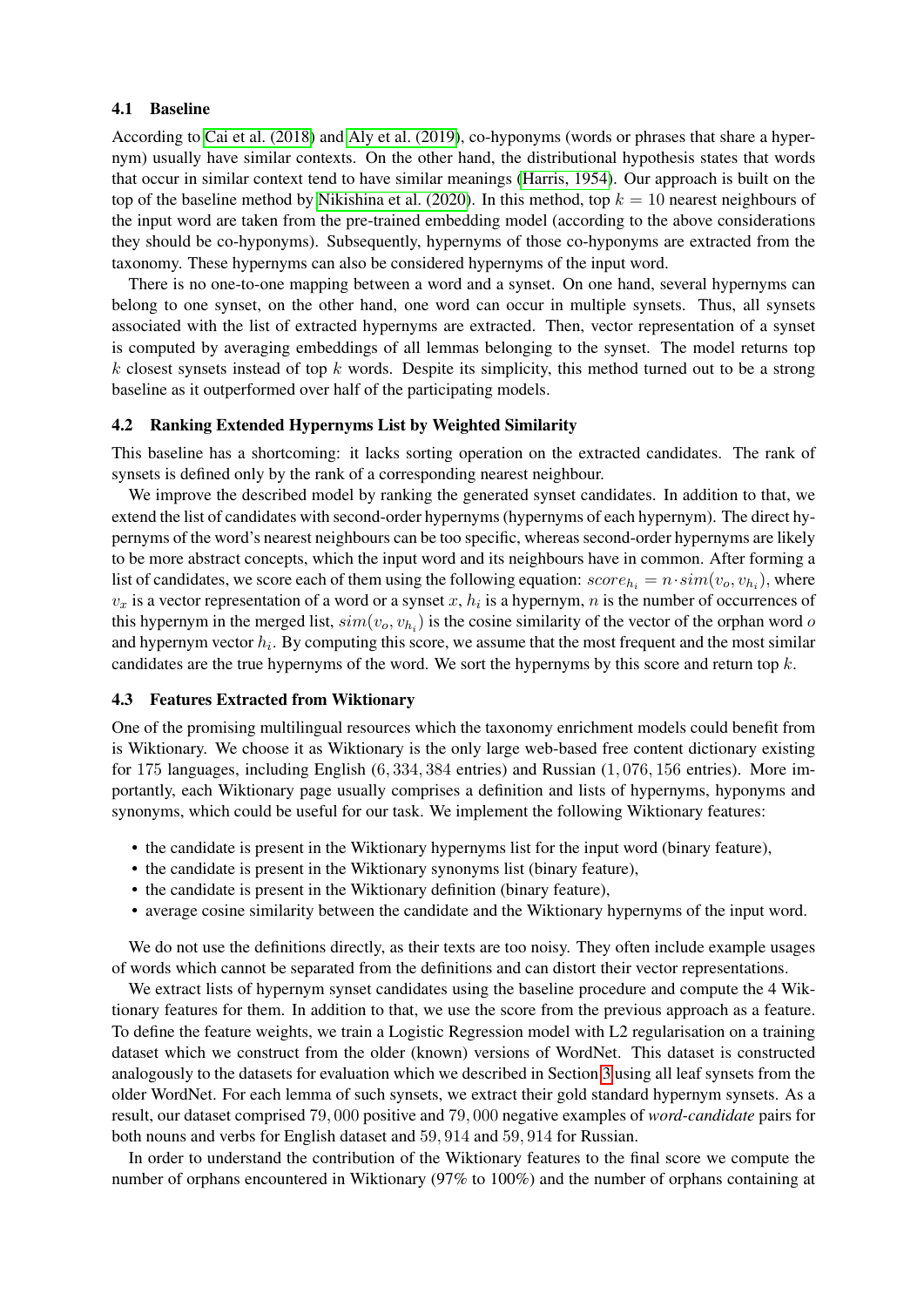### 4.1 Baseline

According to Cai et al. (2018) and Aly et al. (2019), co-hyponyms (words or phrases that share a hypernym) usually have similar contexts. On the other hand, the distributional hypothesis states that words that occur in similar context tend to have similar meanings (Harris, 1954). Our approach is built on the top of the baseline method by Nikishina et al. (2020). In this method, top $k = 10$ nearest neighbours of the input word are taken from the pre-trained embedding model (according to the above considerations they should be co-hyponyms). Subsequently, hypernyms of those co-hyponyms are extracted from the taxonomy. These hypernyms can also be considered hypernyms of the input word.

There is no one-to-one mapping between a word and a synset. On one hand, several hypernyms can belong to one synset, on the other hand, one word can occur in multiple synsets. Thus, all synsets associated with the list of extracted hypernyms are extracted. Then, vector representation of a synset is computed by averaging embeddings of all lemmas belonging to the synset. The model returns top $k$ closest synsets instead of top $k$ words. Despite its simplicity, this method turned out to be a strong baseline as it outperformed over half of the participating models.

### 4.2 Ranking Extended Hypernyms List by Weighted Similarity

This baseline has a shortcoming: it lacks sorting operation on the extracted candidates. The rank of synsets is defined only by the rank of a corresponding nearest neighbour.

We improve the described model by ranking the generated synset candidates. In addition to that, we extend the list of candidates with second-order hypernyms (hypernyms of each hypernym). The direct hypernyms of the word's nearest neighbours can be too specific, whereas second-order hypernyms are likely to be more abstract concepts, which the input word and its neighbours have in common. After forming a list of candidates, we score each of them using the following equation: $score_{h_i} = n \cdot sim(v_o, v_{h_i})$, where $v_x$ is a vector representation of a word or a synset $x$, $h_i$ is a hypernym, $n$ is the number of occurrences of this hypernym in the merged list, $sim(v_o, v_{h_i})$ is the cosine similarity of the vector of the orphan word $o$ and hypernym vector $h_i$. By computing this score, we assume that the most frequent and the most similar candidates are the true hypernyms of the word. We sort the hypernyms by this score and return top $k$.

### 4.3 Features Extracted from Wiktionary

One of the promising multilingual resources which the taxonomy enrichment models could benefit from is Wiktionary. We choose it as Wiktionary is the only large web-based free content dictionary existing for 175 languages, including English ($6,334,384$ entries) and Russian ($1,076,156$ entries). More importantly, each Wiktionary page usually comprises a definition and lists of hypernyms, hyponyms and synonyms, which could be useful for our task. We implement the following Wiktionary features:

- the candidate is present in the Wiktionary hypernyms list for the input word (binary feature),
- the candidate is present in the Wiktionary synonyms list (binary feature),
- the candidate is present in the Wiktionary definition (binary feature),
- average cosine similarity between the candidate and the Wiktionary hypernyms of the input word.

We do not use the definitions directly, as their texts are too noisy. They often include example usages of words which cannot be separated from the definitions and can distort their vector representations.

We extract lists of hypernym synset candidates using the baseline procedure and compute the 4 Wiktionary features for them. In addition to that, we use the score from the previous approach as a feature. To define the feature weights, we train a Logistic Regression model with L2 regularisation on a training dataset which we construct from the older (known) versions of WordNet. This dataset is constructed analogously to the datasets for evaluation which we described in Section 3 using all leaf synsets from the older WordNet. For each lemma of such synsets, we extract their gold standard hypernym synsets. As a result, our dataset comprised $79,000$ positive and $79,000$ negative examples of *word-candidate* pairs for both nouns and verbs for English dataset and $59,914$ and $59,914$ for Russian.

In order to understand the contribution of the Wiktionary features to the final score we compute the number of orphans encountered in Wiktionary (97% to 100%) and the number of orphans containing at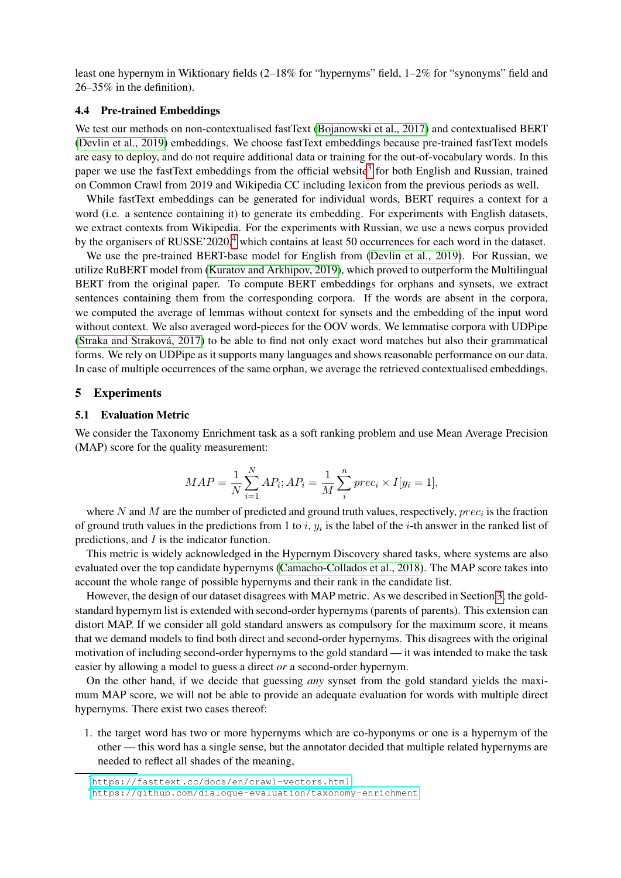least one hypernym in Wiktionary fields (2–18% for "hypernyms" field, 1–2% for "synonyms" field and 26–35% in the definition).

### 4.4 Pre-trained Embeddings

We test our methods on non-contextualised fastText (Bojanowski et al., 2017) and contextualised BERT (Devlin et al., 2019) embeddings. We choose fastText embeddings because pre-trained fastText models are easy to deploy, and do not require additional data or training for the out-of-vocabulary words. In this paper we use the fastText embeddings from the official website[3] for both English and Russian, trained on Common Crawl from 2019 and Wikipedia CC including lexicon from the previous periods as well.

While fastText embeddings can be generated for individual words, BERT requires a context for a word (i.e. a sentence containing it) to generate its embedding. For experiments with English datasets, we extract contexts from Wikipedia. For the experiments with Russian, we use a news corpus provided by the organisers of RUSSE'2020,[4] which contains at least 50 occurrences for each word in the dataset.

We use the pre-trained BERT-base model for English from (Devlin et al., 2019). For Russian, we utilize RuBERT model from (Kuratov and Arkhipov, 2019), which proved to outperform the Multilingual BERT from the original paper. To compute BERT embeddings for orphans and synsets, we extract sentences containing them from the corresponding corpora. If the words are absent in the corpora, we computed the average of lemmas without context for synsets and the embedding of the input word without context. We also averaged word-pieces for the OOV words. We lemmatise corpora with UDPipe (Straka and Straková, 2017) to be able to find not only exact word matches but also their grammatical forms. We rely on UDPipe as it supports many languages and shows reasonable performance on our data. In case of multiple occurrences of the same orphan, we average the retrieved contextualised embeddings.

## 5 Experiments

### 5.1 Evaluation Metric

We consider the Taxonomy Enrichment task as a soft ranking problem and use Mean Average Precision (MAP) score for the quality measurement:

$$MAP = \frac{1}{N}\sum_{i=1}^{N} AP_i; AP_i = \frac{1}{M}\sum_{i}^{n} prec_i \times I[y_i = 1],$$

where $N$ and $M$ are the number of predicted and ground truth values, respectively, $prec_i$ is the fraction of ground truth values in the predictions from 1 to $i$, $y_i$ is the label of the $i$-th answer in the ranked list of predictions, and $I$ is the indicator function.

This metric is widely acknowledged in the Hypernym Discovery shared tasks, where systems are also evaluated over the top candidate hypernyms (Camacho-Collados et al., 2018). The MAP score takes into account the whole range of possible hypernyms and their rank in the candidate list.

However, the design of our dataset disagrees with MAP metric. As we described in Section 3, the gold-standard hypernym list is extended with second-order hypernyms (parents of parents). This extension can distort MAP. If we consider all gold standard answers as compulsory for the maximum score, it means that we demand models to find both direct and second-order hypernyms. This disagrees with the original motivation of including second-order hypernyms to the gold standard — it was intended to make the task easier by allowing a model to guess a direct *or* a second-order hypernym.

On the other hand, if we decide that guessing *any* synset from the gold standard yields the maximum MAP score, we will not be able to provide an adequate evaluation for words with multiple direct hypernyms. There exist two cases thereof:

1. the target word has two or more hypernyms which are co-hyponyms or one is a hypernym of the other — this word has a single sense, but the annotator decided that multiple related hypernyms are needed to reflect all shades of the meaning,

[3] https://fasttext.cc/docs/en/crawl-vectors.html

[4] https://github.com/dialogue-evaluation/taxonomy-enrichment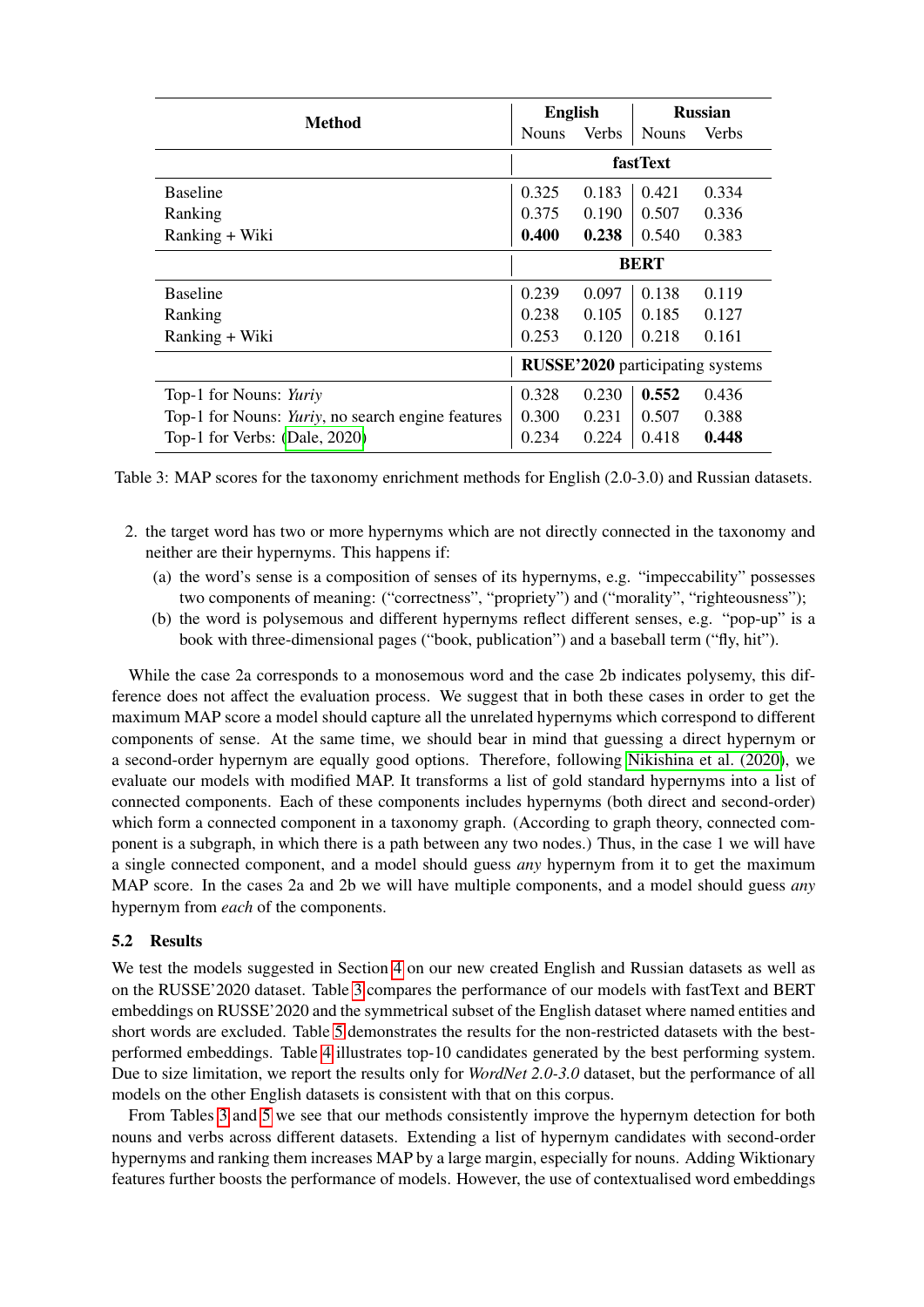| Method | English | | Russian | |
|---|---|---|---|---|
| | Nouns | Verbs | Nouns | Verbs |
| | **fastText** | | | |
| Baseline | 0.325 | 0.183 | 0.421 | 0.334 |
| Ranking | 0.375 | 0.190 | 0.507 | 0.336 |
| Ranking + Wiki | **0.400** | **0.238** | 0.540 | 0.383 |
| | **BERT** | | | |
| Baseline | 0.239 | 0.097 | 0.138 | 0.119 |
| Ranking | 0.238 | 0.105 | 0.185 | 0.127 |
| Ranking + Wiki | 0.253 | 0.120 | 0.218 | 0.161 |
| | **RUSSE'2020** participating systems | | | |
| Top-1 for Nouns: *Yuriy* | 0.328 | 0.230 | **0.552** | 0.436 |
| Top-1 for Nouns: *Yuriy*, no search engine features | 0.300 | 0.231 | 0.507 | 0.388 |
| Top-1 for Verbs: (Dale, 2020) | 0.234 | 0.224 | 0.418 | **0.448** |

Table 3: MAP scores for the taxonomy enrichment methods for English (2.0-3.0) and Russian datasets.

2. the target word has two or more hypernyms which are not directly connected in the taxonomy and neither are their hypernyms. This happens if:
   (a) the word's sense is a composition of senses of its hypernyms, e.g. "impeccability" possesses two components of meaning: ("correctness", "propriety") and ("morality", "righteousness");
   (b) the word is polysemous and different hypernyms reflect different senses, e.g. "pop-up" is a book with three-dimensional pages ("book, publication") and a baseball term ("fly, hit").

While the case 2a corresponds to a monosemous word and the case 2b indicates polysemy, this difference does not affect the evaluation process. We suggest that in both these cases in order to get the maximum MAP score a model should capture all the unrelated hypernyms which correspond to different components of sense. At the same time, we should bear in mind that guessing a direct hypernym or a second-order hypernym are equally good options. Therefore, following Nikishina et al. (2020), we evaluate our models with modified MAP. It transforms a list of gold standard hypernyms into a list of connected components. Each of these components includes hypernyms (both direct and second-order) which form a connected component in a taxonomy graph. (According to graph theory, connected component is a subgraph, in which there is a path between any two nodes.) Thus, in the case 1 we will have a single connected component, and a model should guess *any* hypernym from it to get the maximum MAP score. In the cases 2a and 2b we will have multiple components, and a model should guess *any* hypernym from *each* of the components.

### 5.2 Results

We test the models suggested in Section 4 on our new created English and Russian datasets as well as on the RUSSE'2020 dataset. Table 3 compares the performance of our models with fastText and BERT embeddings on RUSSE'2020 and the symmetrical subset of the English dataset where named entities and short words are excluded. Table 5 demonstrates the results for the non-restricted datasets with the best-performed embeddings. Table 4 illustrates top-10 candidates generated by the best performing system. Due to size limitation, we report the results only for *WordNet 2.0-3.0* dataset, but the performance of all models on the other English datasets is consistent with that on this corpus.

From Tables 3 and 5 we see that our methods consistently improve the hypernym detection for both nouns and verbs across different datasets. Extending a list of hypernym candidates with second-order hypernyms and ranking them increases MAP by a large margin, especially for nouns. Adding Wiktionary features further boosts the performance of models. However, the use of contextualised word embeddings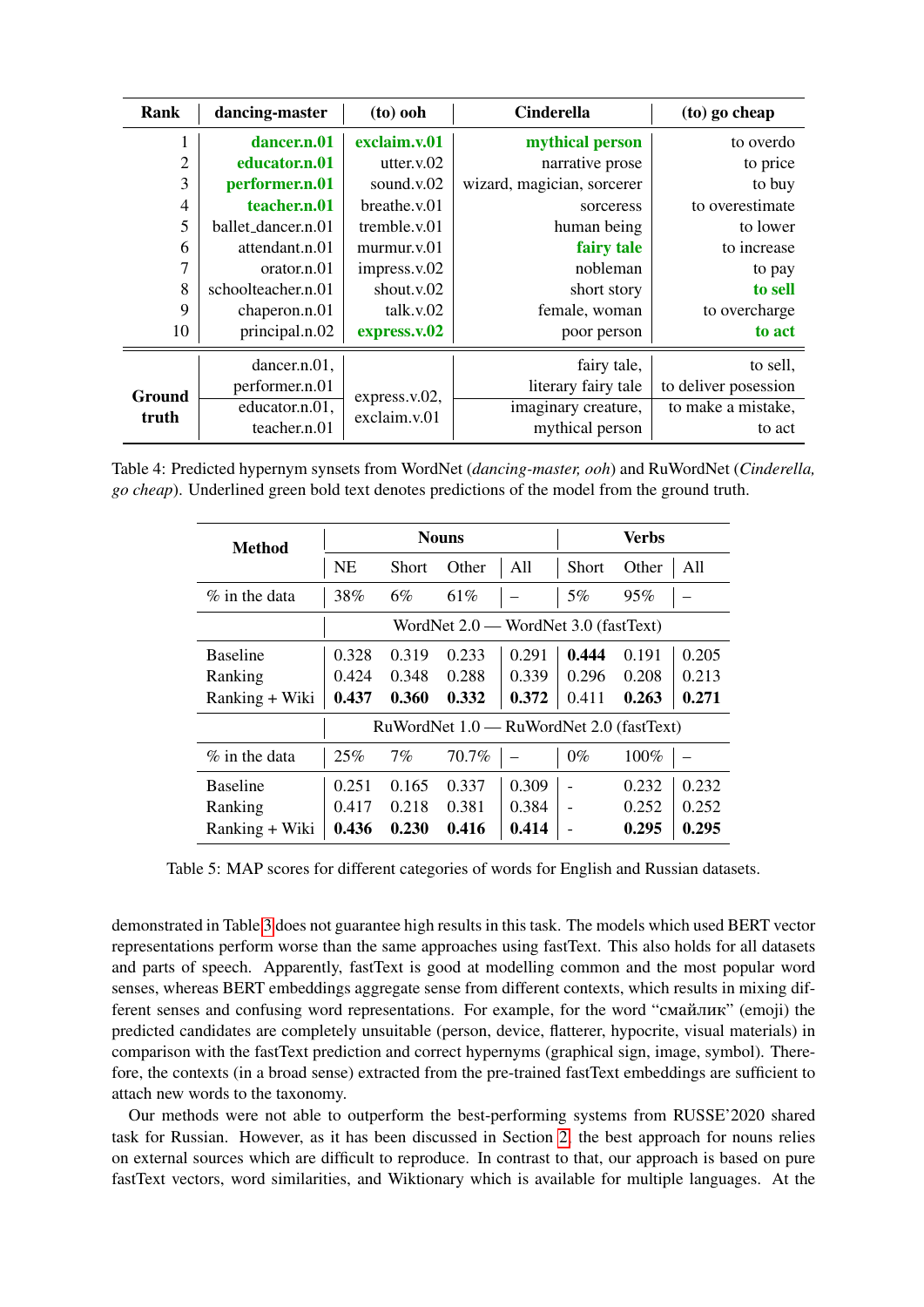| Rank | dancing-master | (to) ooh | Cinderella | (to) go cheap |
|---|---|---|---|---|
| 1 | **dancer.n.01** | **exclaim.v.01** | **mythical person** | to overdo |
| 2 | **educator.n.01** | utter.v.02 | narrative prose | to price |
| 3 | **performer.n.01** | sound.v.02 | wizard, magician, sorcerer | to buy |
| 4 | **teacher.n.01** | breathe.v.01 | sorceress | to overestimate |
| 5 | ballet_dancer.n.01 | tremble.v.01 | human being | to lower |
| 6 | attendant.n.01 | murmur.v.01 | **fairy tale** | to increase |
| 7 | orator.n.01 | impress.v.02 | nobleman | to pay |
| 8 | schoolteacher.n.01 | shout.v.02 | short story | **to sell** |
| 9 | chaperon.n.01 | talk.v.02 | female, woman | to overcharge |
| 10 | principal.n.02 | **express.v.02** | poor person | **to act** |
| **Ground truth** | dancer.n.01, performer.n.01 | express.v.02, exclaim.v.01 | fairy tale, literary fairy tale | to sell, to deliver posession |
| | educator.n.01, teacher.n.01 | | imaginary creature, mythical person | to make a mistake, to act |

Table 4: Predicted hypernym synsets from WordNet (*dancing-master, ooh*) and RuWordNet (*Cinderella, go cheap*). Underlined green bold text denotes predictions of the model from the ground truth.

| Method | Nouns | | | | Verbs | | |
|---|---|---|---|---|---|---|---|
| | NE | Short | Other | All | Short | Other | All |
| % in the data | 38% | 6% | 61% | – | 5% | 95% | – |
| | WordNet 2.0 — WordNet 3.0 (fastText) | | | | | | |
| Baseline | 0.328 | 0.319 | 0.233 | 0.291 | **0.444** | 0.191 | 0.205 |
| Ranking | 0.424 | 0.348 | 0.288 | 0.339 | 0.296 | 0.208 | 0.213 |
| Ranking + Wiki | **0.437** | **0.360** | **0.332** | **0.372** | 0.411 | **0.263** | **0.271** |
| | RuWordNet 1.0 — RuWordNet 2.0 (fastText) | | | | | | |
| % in the data | 25% | 7% | 70.7% | – | 0% | 100% | – |
| Baseline | 0.251 | 0.165 | 0.337 | 0.309 | - | 0.232 | 0.232 |
| Ranking | 0.417 | 0.218 | 0.381 | 0.384 | - | 0.252 | 0.252 |
| Ranking + Wiki | **0.436** | **0.230** | **0.416** | **0.414** | - | **0.295** | **0.295** |

Table 5: MAP scores for different categories of words for English and Russian datasets.

demonstrated in Table 3 does not guarantee high results in this task. The models which used BERT vector representations perform worse than the same approaches using fastText. This also holds for all datasets and parts of speech. Apparently, fastText is good at modelling common and the most popular word senses, whereas BERT embeddings aggregate sense from different contexts, which results in mixing different senses and confusing word representations. For example, for the word "смайлик" (emoji) the predicted candidates are completely unsuitable (person, device, flatterer, hypocrite, visual materials) in comparison with the fastText prediction and correct hypernyms (graphical sign, image, symbol). Therefore, the contexts (in a broad sense) extracted from the pre-trained fastText embeddings are sufficient to attach new words to the taxonomy.

Our methods were not able to outperform the best-performing systems from RUSSE'2020 shared task for Russian. However, as it has been discussed in Section 2, the best approach for nouns relies on external sources which are difficult to reproduce. In contrast to that, our approach is based on pure fastText vectors, word similarities, and Wiktionary which is available for multiple languages. At the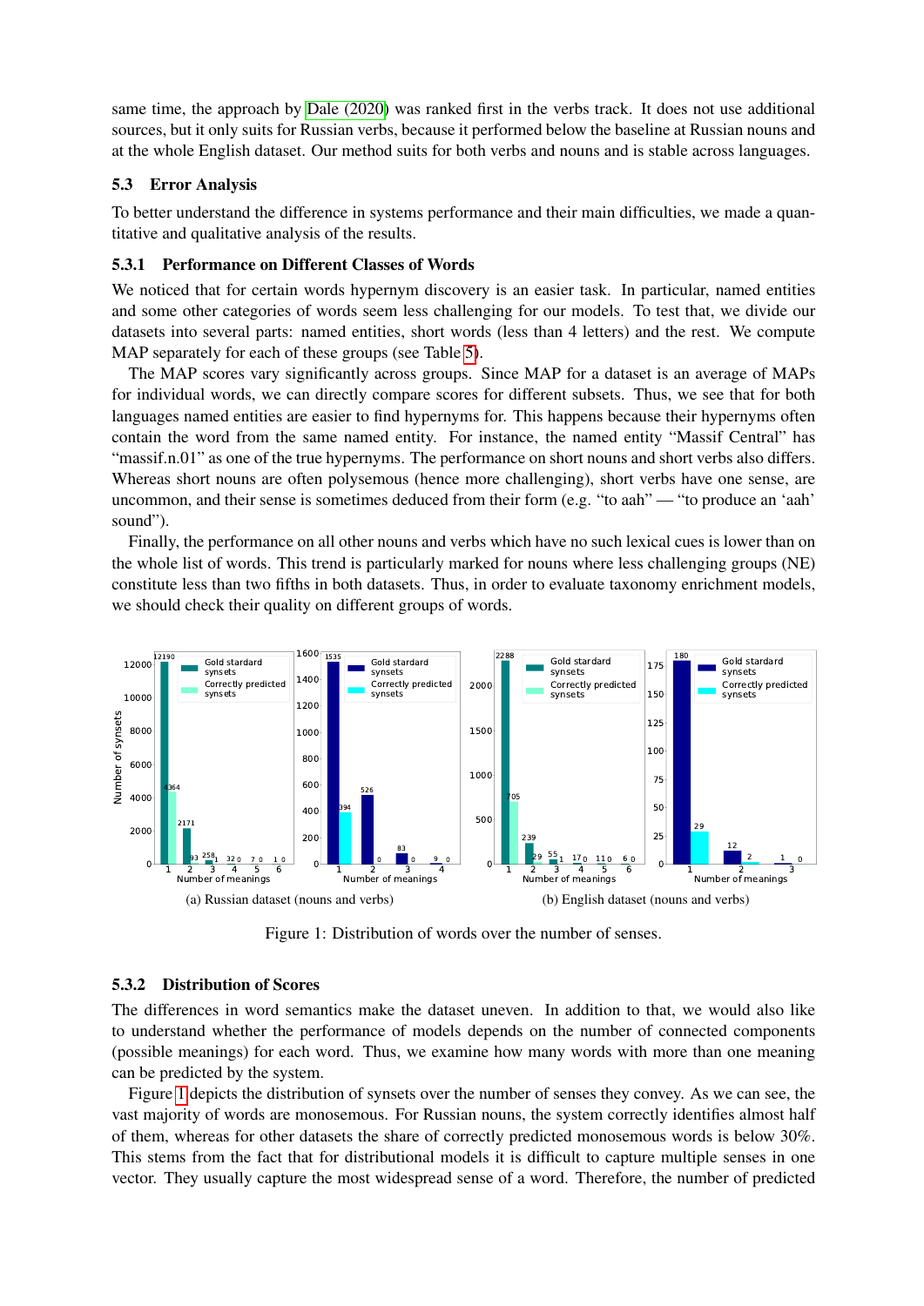same time, the approach by Dale (2020) was ranked first in the verbs track. It does not use additional sources, but it only suits for Russian verbs, because it performed below the baseline at Russian nouns and at the whole English dataset. Our method suits for both verbs and nouns and is stable across languages.

### 5.3 Error Analysis

To better understand the difference in systems performance and their main difficulties, we made a quantitative and qualitative analysis of the results.

#### 5.3.1 Performance on Different Classes of Words

We noticed that for certain words hypernym discovery is an easier task. In particular, named entities and some other categories of words seem less challenging for our models. To test that, we divide our datasets into several parts: named entities, short words (less than 4 letters) and the rest. We compute MAP separately for each of these groups (see Table 5).

The MAP scores vary significantly across groups. Since MAP for a dataset is an average of MAPs for individual words, we can directly compare scores for different subsets. Thus, we see that for both languages named entities are easier to find hypernyms for. This happens because their hypernyms often contain the word from the same named entity. For instance, the named entity "Massif Central" has "massif.n.01" as one of the true hypernyms. The performance on short nouns and short verbs also differs. Whereas short nouns are often polysemous (hence more challenging), short verbs have one sense, are uncommon, and their sense is sometimes deduced from their form (e.g. "to aah" — "to produce an 'aah' sound").

Finally, the performance on all other nouns and verbs which have no such lexical cues is lower than on the whole list of words. This trend is particularly marked for nouns where less challenging groups (NE) constitute less than two fifths in both datasets. Thus, in order to evaluate taxonomy enrichment models, we should check their quality on different groups of words.

(a) Russian dataset (nouns and verbs)

(b) English dataset (nouns and verbs)

Figure 1: Distribution of words over the number of senses.

#### 5.3.2 Distribution of Scores

The differences in word semantics make the dataset uneven. In addition to that, we would also like to understand whether the performance of models depends on the number of connected components (possible meanings) for each word. Thus, we examine how many words with more than one meaning can be predicted by the system.

Figure 1 depicts the distribution of synsets over the number of senses they convey. As we can see, the vast majority of words are monosemous. For Russian nouns, the system correctly identifies almost half of them, whereas for other datasets the share of correctly predicted monosemous words is below 30%. This stems from the fact that for distributional models it is difficult to capture multiple senses in one vector. They usually capture the most widespread sense of a word. Therefore, the number of predicted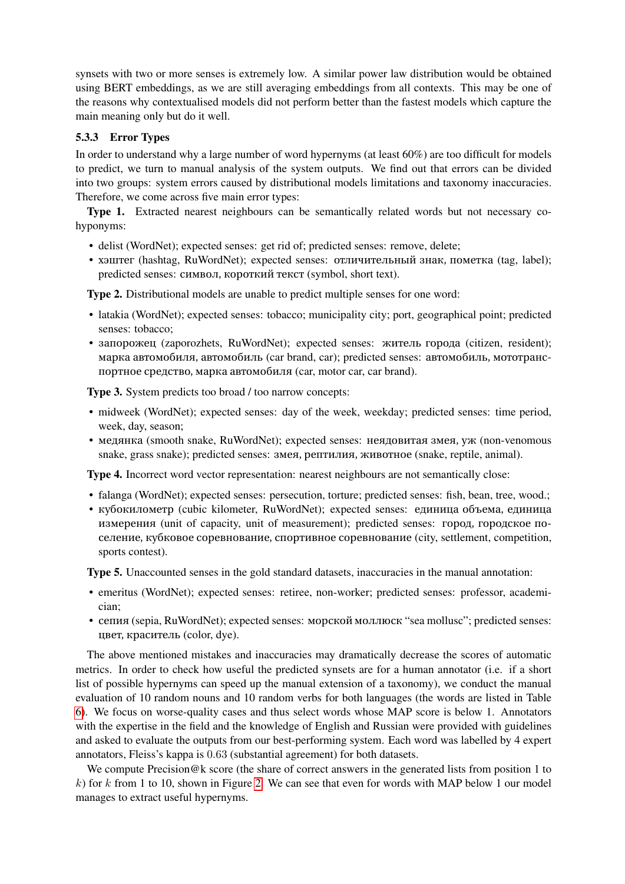synsets with two or more senses is extremely low. A similar power law distribution would be obtained using BERT embeddings, as we are still averaging embeddings from all contexts. This may be one of the reasons why contextualised models did not perform better than the fastest models which capture the main meaning only but do it well.

#### 5.3.3 Error Types

In order to understand why a large number of word hypernyms (at least 60%) are too difficult for models to predict, we turn to manual analysis of the system outputs. We find out that errors can be divided into two groups: system errors caused by distributional models limitations and taxonomy inaccuracies. Therefore, we come across five main error types:

**Type 1.** Extracted nearest neighbours can be semantically related words but not necessary co-hyponyms:

- delist (WordNet); expected senses: get rid of; predicted senses: remove, delete;
- хэштег (hashtag, RuWordNet); expected senses: отличительный знак, пометка (tag, label); predicted senses: символ, короткий текст (symbol, short text).

**Type 2.** Distributional models are unable to predict multiple senses for one word:

- latakia (WordNet); expected senses: tobacco; municipality city; port, geographical point; predicted senses: tobacco;
- запорожец (zaporozhets, RuWordNet); expected senses: житель города (citizen, resident); марка автомобиля, автомобиль (car brand, car); predicted senses: автомобиль, мототранспортное средство, марка автомобиля (car, motor car, car brand).

**Type 3.** System predicts too broad / too narrow concepts:

- midweek (WordNet); expected senses: day of the week, weekday; predicted senses: time period, week, day, season;
- медянка (smooth snake, RuWordNet); expected senses: неядовитая змея, уж (non-venomous snake, grass snake); predicted senses: змея, рептилия, животное (snake, reptile, animal).

**Type 4.** Incorrect word vector representation: nearest neighbours are not semantically close:

- falanga (WordNet); expected senses: persecution, torture; predicted senses: fish, bean, tree, wood.;
- кубокилометр (cubic kilometer, RuWordNet); expected senses: единица объема, единица измерения (unit of capacity, unit of measurement); predicted senses: город, городское поселение, кубковое соревнование, спортивное соревнование (city, settlement, competition, sports contest).

**Type 5.** Unaccounted senses in the gold standard datasets, inaccuracies in the manual annotation:

- emeritus (WordNet); expected senses: retiree, non-worker; predicted senses: professor, academician;
- сепия (sepia, RuWordNet); expected senses: морской моллюск "sea mollusc"; predicted senses: цвет, краситель (color, dye).

The above mentioned mistakes and inaccuracies may dramatically decrease the scores of automatic metrics. In order to check how useful the predicted synsets are for a human annotator (i.e. if a short list of possible hypernyms can speed up the manual extension of a taxonomy), we conduct the manual evaluation of 10 random nouns and 10 random verbs for both languages (the words are listed in Table 6). We focus on worse-quality cases and thus select words whose MAP score is below 1. Annotators with the expertise in the field and the knowledge of English and Russian were provided with guidelines and asked to evaluate the outputs from our best-performing system. Each word was labelled by 4 expert annotators, Fleiss's kappa is $0.63$ (substantial agreement) for both datasets.

We compute Precision@k score (the share of correct answers in the generated lists from position 1 to $k$) for $k$ from 1 to 10, shown in Figure 2. We can see that even for words with MAP below 1 our model manages to extract useful hypernyms.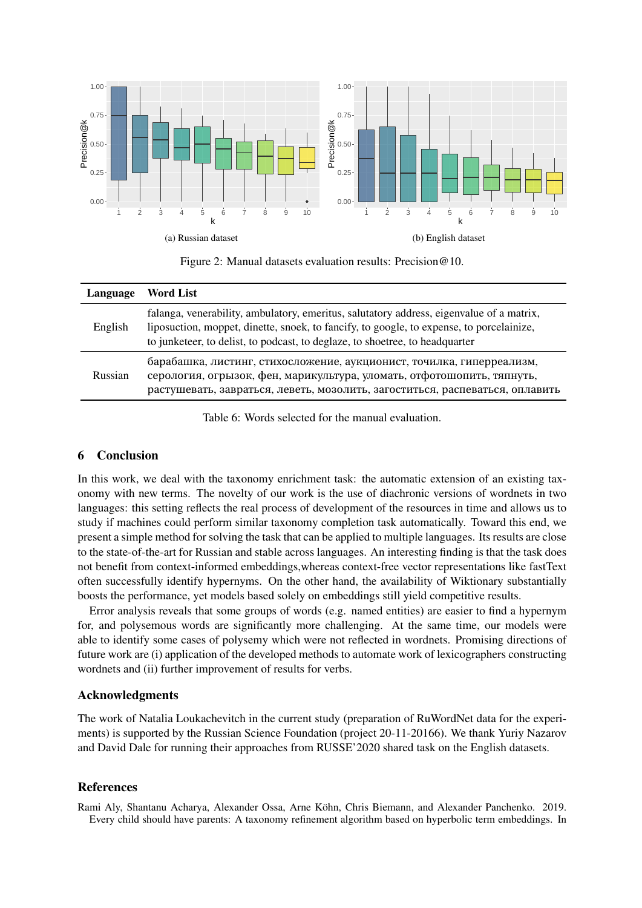(a) Russian dataset

(b) English dataset

Figure 2: Manual datasets evaluation results: Precision@10.

| Language | Word List |
|---|---|
| English | falanga, venerability, ambulatory, emeritus, salutatory address, eigenvalue of a matrix, liposuction, moppet, dinette, snoek, to fancify, to google, to expense, to porcelainize, to junketeer, to delist, to podcast, to deglaze, to shoetree, to headquarter |
| Russian | барабашка, листинг, стихосложение, аукционист, точилка, гиперреализм, серология, огрызок, фен, марикультура, уломать, отфотошопить, тяпнуть, растушевать, завраться, леветь, мозолить, загоститься, распеваться, оплавить |

Table 6: Words selected for the manual evaluation.

## 6 Conclusion

In this work, we deal with the taxonomy enrichment task: the automatic extension of an existing taxonomy with new terms. The novelty of our work is the use of diachronic versions of wordnets in two languages: this setting reflects the real process of development of the resources in time and allows us to study if machines could perform similar taxonomy completion task automatically. Toward this end, we present a simple method for solving the task that can be applied to multiple languages. Its results are close to the state-of-the-art for Russian and stable across languages. An interesting finding is that the task does not benefit from context-informed embeddings,whereas context-free vector representations like fastText often successfully identify hypernyms. On the other hand, the availability of Wiktionary substantially boosts the performance, yet models based solely on embeddings still yield competitive results.

Error analysis reveals that some groups of words (e.g. named entities) are easier to find a hypernym for, and polysemous words are significantly more challenging. At the same time, our models were able to identify some cases of polysemy which were not reflected in wordnets. Promising directions of future work are (i) application of the developed methods to automate work of lexicographers constructing wordnets and (ii) further improvement of results for verbs.

## Acknowledgments

The work of Natalia Loukachevitch in the current study (preparation of RuWordNet data for the experiments) is supported by the Russian Science Foundation (project 20-11-20166). We thank Yuriy Nazarov and David Dale for running their approaches from RUSSE'2020 shared task on the English datasets.

## References

Rami Aly, Shantanu Acharya, Alexander Ossa, Arne Köhn, Chris Biemann, and Alexander Panchenko. 2019. Every child should have parents: A taxonomy refinement algorithm based on hyperbolic term embeddings. In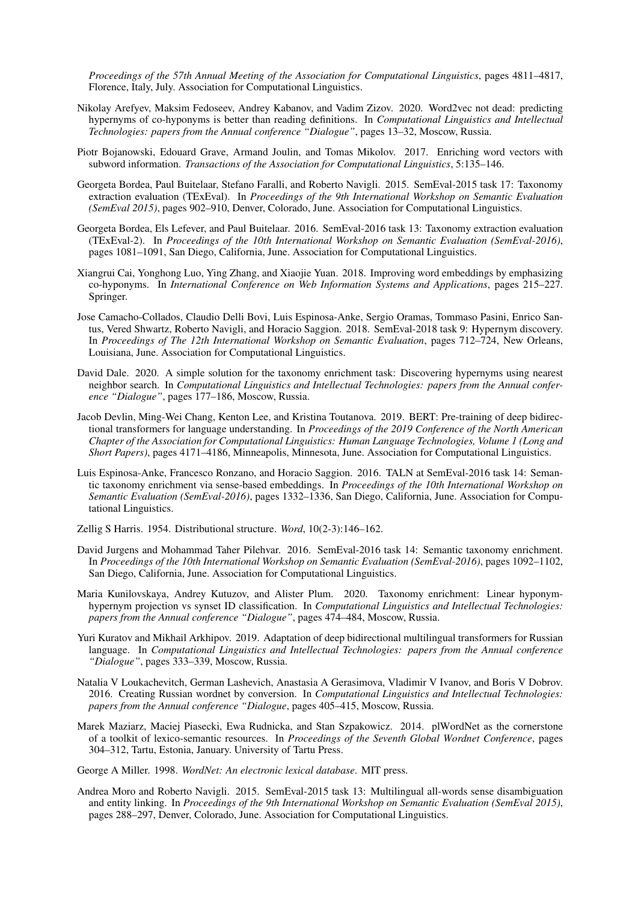*Proceedings of the 57th Annual Meeting of the Association for Computational Linguistics*, pages 4811–4817, Florence, Italy, July. Association for Computational Linguistics.

Nikolay Arefyev, Maksim Fedoseev, Andrey Kabanov, and Vadim Zizov. 2020. Word2vec not dead: predicting hypernyms of co-hyponyms is better than reading definitions. In *Computational Linguistics and Intellectual Technologies: papers from the Annual conference "Dialogue"*, pages 13–32, Moscow, Russia.

Piotr Bojanowski, Edouard Grave, Armand Joulin, and Tomas Mikolov. 2017. Enriching word vectors with subword information. *Transactions of the Association for Computational Linguistics*, 5:135–146.

Georgeta Bordea, Paul Buitelaar, Stefano Faralli, and Roberto Navigli. 2015. SemEval-2015 task 17: Taxonomy extraction evaluation (TExEval). In *Proceedings of the 9th International Workshop on Semantic Evaluation (SemEval 2015)*, pages 902–910, Denver, Colorado, June. Association for Computational Linguistics.

Georgeta Bordea, Els Lefever, and Paul Buitelaar. 2016. SemEval-2016 task 13: Taxonomy extraction evaluation (TExEval-2). In *Proceedings of the 10th International Workshop on Semantic Evaluation (SemEval-2016)*, pages 1081–1091, San Diego, California, June. Association for Computational Linguistics.

Xiangrui Cai, Yonghong Luo, Ying Zhang, and Xiaojie Yuan. 2018. Improving word embeddings by emphasizing co-hyponyms. In *International Conference on Web Information Systems and Applications*, pages 215–227. Springer.

Jose Camacho-Collados, Claudio Delli Bovi, Luis Espinosa-Anke, Sergio Oramas, Tommaso Pasini, Enrico Santus, Vered Shwartz, Roberto Navigli, and Horacio Saggion. 2018. SemEval-2018 task 9: Hypernym discovery. In *Proceedings of The 12th International Workshop on Semantic Evaluation*, pages 712–724, New Orleans, Louisiana, June. Association for Computational Linguistics.

David Dale. 2020. A simple solution for the taxonomy enrichment task: Discovering hypernyms using nearest neighbor search. In *Computational Linguistics and Intellectual Technologies: papers from the Annual conference "Dialogue"*, pages 177–186, Moscow, Russia.

Jacob Devlin, Ming-Wei Chang, Kenton Lee, and Kristina Toutanova. 2019. BERT: Pre-training of deep bidirectional transformers for language understanding. In *Proceedings of the 2019 Conference of the North American Chapter of the Association for Computational Linguistics: Human Language Technologies, Volume 1 (Long and Short Papers)*, pages 4171–4186, Minneapolis, Minnesota, June. Association for Computational Linguistics.

Luis Espinosa-Anke, Francesco Ronzano, and Horacio Saggion. 2016. TALN at SemEval-2016 task 14: Semantic taxonomy enrichment via sense-based embeddings. In *Proceedings of the 10th International Workshop on Semantic Evaluation (SemEval-2016)*, pages 1332–1336, San Diego, California, June. Association for Computational Linguistics.

Zellig S Harris. 1954. Distributional structure. *Word*, 10(2-3):146–162.

David Jurgens and Mohammad Taher Pilehvar. 2016. SemEval-2016 task 14: Semantic taxonomy enrichment. In *Proceedings of the 10th International Workshop on Semantic Evaluation (SemEval-2016)*, pages 1092–1102, San Diego, California, June. Association for Computational Linguistics.

Maria Kunilovskaya, Andrey Kutuzov, and Alister Plum. 2020. Taxonomy enrichment: Linear hyponym-hypernym projection vs synset ID classification. In *Computational Linguistics and Intellectual Technologies: papers from the Annual conference "Dialogue"*, pages 474–484, Moscow, Russia.

Yuri Kuratov and Mikhail Arkhipov. 2019. Adaptation of deep bidirectional multilingual transformers for Russian language. In *Computational Linguistics and Intellectual Technologies: papers from the Annual conference "Dialogue"*, pages 333–339, Moscow, Russia.

Natalia V Loukachevitch, German Lashevich, Anastasia A Gerasimova, Vladimir V Ivanov, and Boris V Dobrov. 2016. Creating Russian wordnet by conversion. In *Computational Linguistics and Intellectual Technologies: papers from the Annual conference "Dialogue*, pages 405–415, Moscow, Russia.

Marek Maziarz, Maciej Piasecki, Ewa Rudnicka, and Stan Szpakowicz. 2014. plWordNet as the cornerstone of a toolkit of lexico-semantic resources. In *Proceedings of the Seventh Global Wordnet Conference*, pages 304–312, Tartu, Estonia, January. University of Tartu Press.

George A Miller. 1998. *WordNet: An electronic lexical database*. MIT press.

Andrea Moro and Roberto Navigli. 2015. SemEval-2015 task 13: Multilingual all-words sense disambiguation and entity linking. In *Proceedings of the 9th International Workshop on Semantic Evaluation (SemEval 2015)*, pages 288–297, Denver, Colorado, June. Association for Computational Linguistics.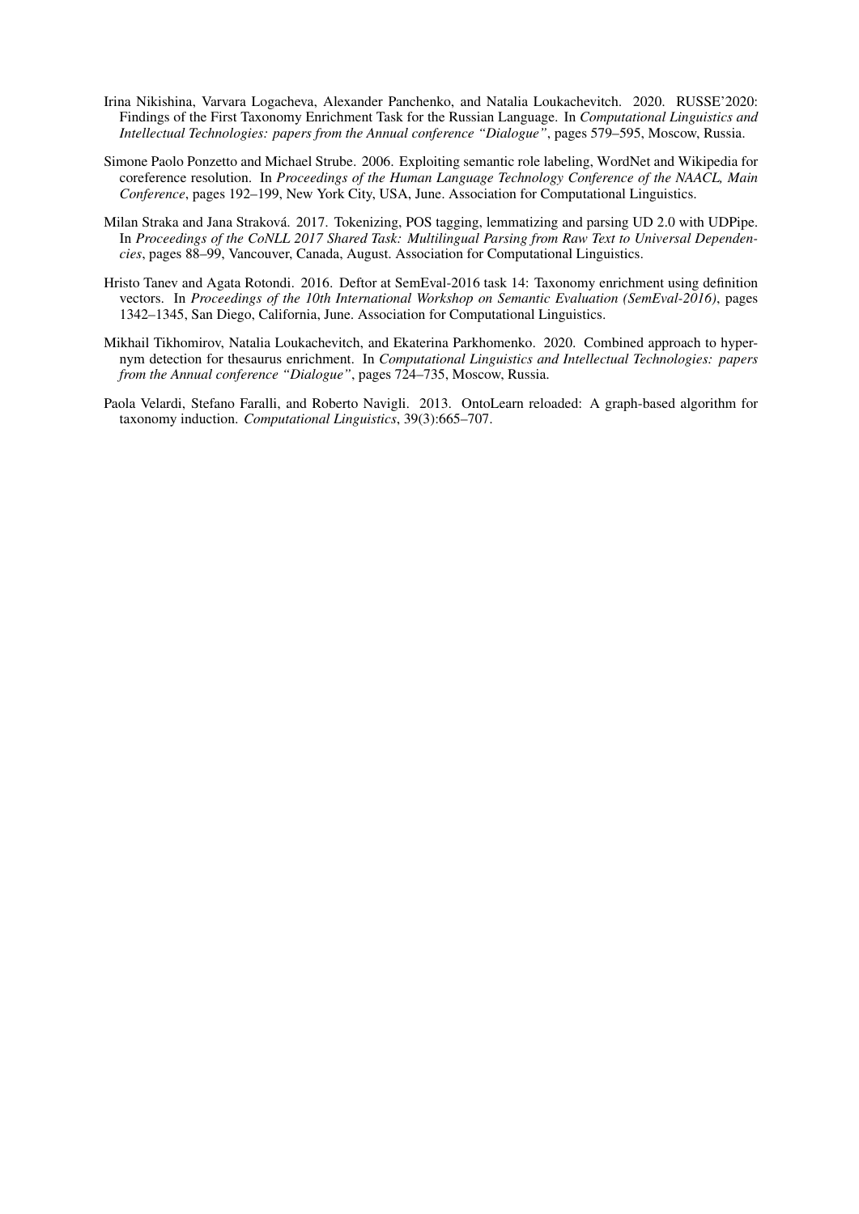Irina Nikishina, Varvara Logacheva, Alexander Panchenko, and Natalia Loukachevitch. 2020. RUSSE'2020: Findings of the First Taxonomy Enrichment Task for the Russian Language. In *Computational Linguistics and Intellectual Technologies: papers from the Annual conference "Dialogue"*, pages 579–595, Moscow, Russia.

Simone Paolo Ponzetto and Michael Strube. 2006. Exploiting semantic role labeling, WordNet and Wikipedia for coreference resolution. In *Proceedings of the Human Language Technology Conference of the NAACL, Main Conference*, pages 192–199, New York City, USA, June. Association for Computational Linguistics.

Milan Straka and Jana Straková. 2017. Tokenizing, POS tagging, lemmatizing and parsing UD 2.0 with UDPipe. In *Proceedings of the CoNLL 2017 Shared Task: Multilingual Parsing from Raw Text to Universal Dependencies*, pages 88–99, Vancouver, Canada, August. Association for Computational Linguistics.

Hristo Tanev and Agata Rotondi. 2016. Deftor at SemEval-2016 task 14: Taxonomy enrichment using definition vectors. In *Proceedings of the 10th International Workshop on Semantic Evaluation (SemEval-2016)*, pages 1342–1345, San Diego, California, June. Association for Computational Linguistics.

Mikhail Tikhomirov, Natalia Loukachevitch, and Ekaterina Parkhomenko. 2020. Combined approach to hypernym detection for thesaurus enrichment. In *Computational Linguistics and Intellectual Technologies: papers from the Annual conference "Dialogue"*, pages 724–735, Moscow, Russia.

Paola Velardi, Stefano Faralli, and Roberto Navigli. 2013. OntoLearn reloaded: A graph-based algorithm for taxonomy induction. *Computational Linguistics*, 39(3):665–707.